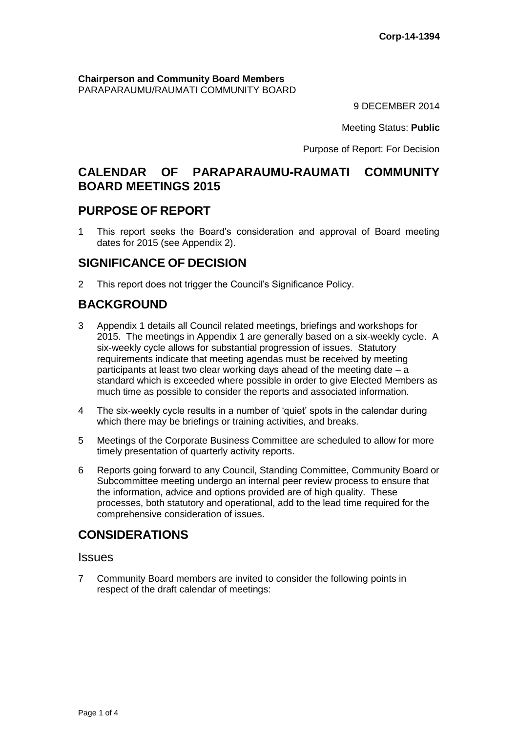Corp-14-1394

**Chairperson and Community Board Members**
PARAPARAUMU/RAUMATI COMMUNITY BOARD

9 DECEMBER 2014

Meeting Status: **Public**

Purpose of Report: For Decision

# CALENDAR OF PARAPARAUMU-RAUMATI COMMUNITY BOARD MEETINGS 2015

## PURPOSE OF REPORT

1 This report seeks the Board's consideration and approval of Board meeting dates for 2015 (see Appendix 2).

## SIGNIFICANCE OF DECISION

2 This report does not trigger the Council's Significance Policy.

## BACKGROUND

3 Appendix 1 details all Council related meetings, briefings and workshops for 2015. The meetings in Appendix 1 are generally based on a six-weekly cycle. A six-weekly cycle allows for substantial progression of issues. Statutory requirements indicate that meeting agendas must be received by meeting participants at least two clear working days ahead of the meeting date – a standard which is exceeded where possible in order to give Elected Members as much time as possible to consider the reports and associated information.

4 The six-weekly cycle results in a number of 'quiet' spots in the calendar during which there may be briefings or training activities, and breaks.

5 Meetings of the Corporate Business Committee are scheduled to allow for more timely presentation of quarterly activity reports.

6 Reports going forward to any Council, Standing Committee, Community Board or Subcommittee meeting undergo an internal peer review process to ensure that the information, advice and options provided are of high quality. These processes, both statutory and operational, add to the lead time required for the comprehensive consideration of issues.

## CONSIDERATIONS

### Issues

7 Community Board members are invited to consider the following points in respect of the draft calendar of meetings: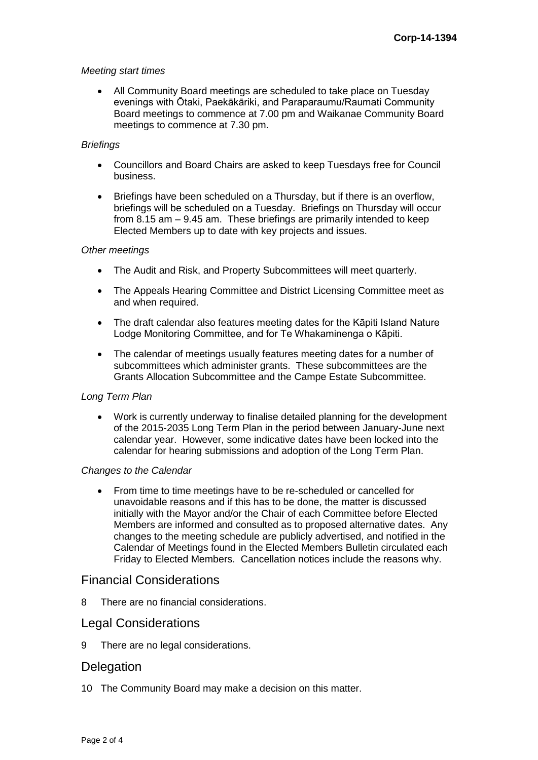*Meeting start times*

- All Community Board meetings are scheduled to take place on Tuesday evenings with Ōtaki, Paekākāriki, and Paraparaumu/Raumati Community Board meetings to commence at 7.00 pm and Waikanae Community Board meetings to commence at 7.30 pm.

*Briefings*

- Councillors and Board Chairs are asked to keep Tuesdays free for Council business.
- Briefings have been scheduled on a Thursday, but if there is an overflow, briefings will be scheduled on a Tuesday. Briefings on Thursday will occur from 8.15 am – 9.45 am. These briefings are primarily intended to keep Elected Members up to date with key projects and issues.

*Other meetings*

- The Audit and Risk, and Property Subcommittees will meet quarterly.
- The Appeals Hearing Committee and District Licensing Committee meet as and when required.
- The draft calendar also features meeting dates for the Kāpiti Island Nature Lodge Monitoring Committee, and for Te Whakaminenga o Kāpiti.
- The calendar of meetings usually features meeting dates for a number of subcommittees which administer grants. These subcommittees are the Grants Allocation Subcommittee and the Campe Estate Subcommittee.

*Long Term Plan*

- Work is currently underway to finalise detailed planning for the development of the 2015-2035 Long Term Plan in the period between January-June next calendar year. However, some indicative dates have been locked into the calendar for hearing submissions and adoption of the Long Term Plan.

*Changes to the Calendar*

- From time to time meetings have to be re-scheduled or cancelled for unavoidable reasons and if this has to be done, the matter is discussed initially with the Mayor and/or the Chair of each Committee before Elected Members are informed and consulted as to proposed alternative dates. Any changes to the meeting schedule are publicly advertised, and notified in the Calendar of Meetings found in the Elected Members Bulletin circulated each Friday to Elected Members. Cancellation notices include the reasons why.

## Financial Considerations

8 There are no financial considerations.

## Legal Considerations

9 There are no legal considerations.

## Delegation

10 The Community Board may make a decision on this matter.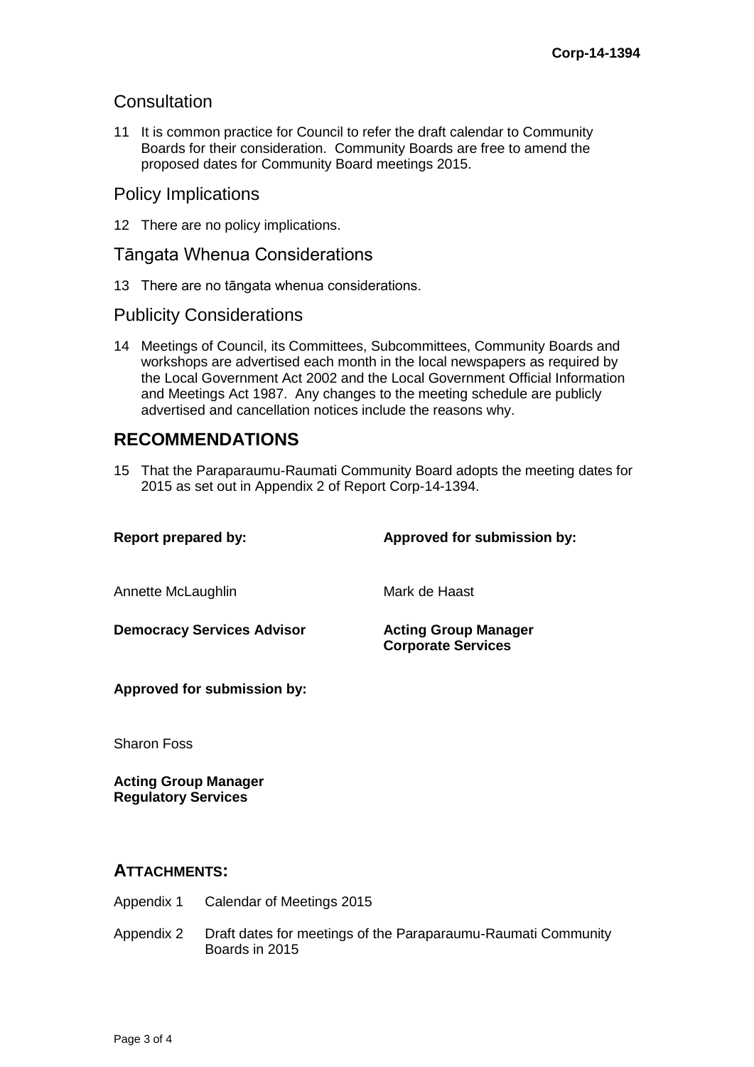## Consultation

11 It is common practice for Council to refer the draft calendar to Community Boards for their consideration. Community Boards are free to amend the proposed dates for Community Board meetings 2015.

## Policy Implications

12 There are no policy implications.

## Tāngata Whenua Considerations

13 There are no tāngata whenua considerations.

## Publicity Considerations

14 Meetings of Council, its Committees, Subcommittees, Community Boards and workshops are advertised each month in the local newspapers as required by the Local Government Act 2002 and the Local Government Official Information and Meetings Act 1987. Any changes to the meeting schedule are publicly advertised and cancellation notices include the reasons why.

# RECOMMENDATIONS

15 That the Paraparaumu-Raumati Community Board adopts the meeting dates for 2015 as set out in Appendix 2 of Report Corp-14-1394.

| **Report prepared by:** | **Approved for submission by:** |
|---|---|
| Annette McLaughlin | Mark de Haast |
| **Democracy Services Advisor** | **Acting Group Manager Corporate Services** |

**Approved for submission by:**

Sharon Foss

**Acting Group Manager**
**Regulatory Services**

## ATTACHMENTS:

Appendix 1 Calendar of Meetings 2015

Appendix 2 Draft dates for meetings of the Paraparaumu-Raumati Community Boards in 2015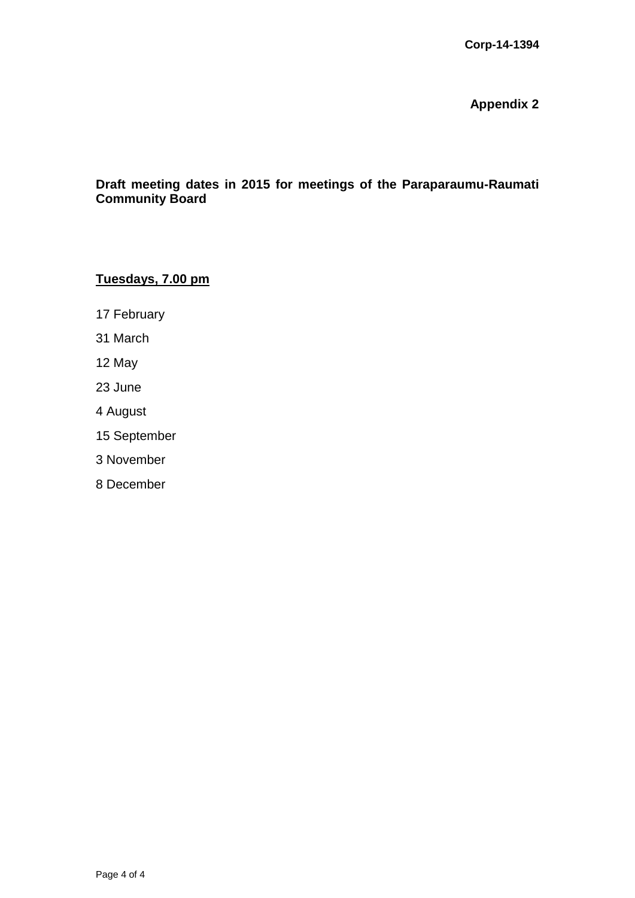Corp-14-1394

**Appendix 2**

**Draft meeting dates in 2015 for meetings of the Paraparaumu-Raumati Community Board**

**<u>Tuesdays, 7.00 pm</u>**

17 February

31 March

12 May

23 June

4 August

15 September

3 November

8 December